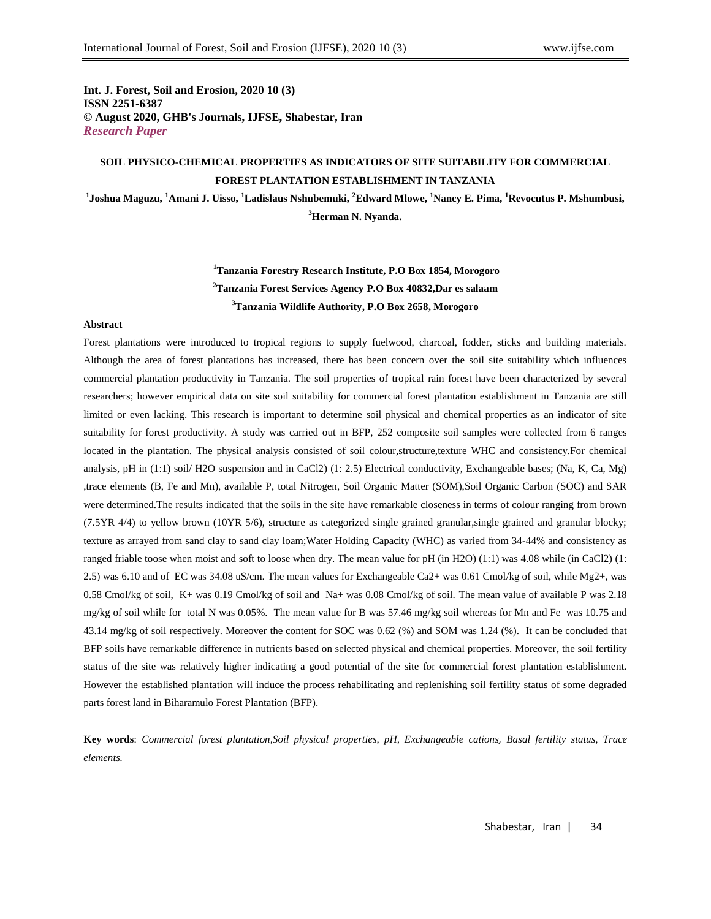**Int. J. Forest, Soil and Erosion, 2020 10 (3)**
**ISSN 2251-6387**
**© August 2020, GHB's Journals, IJFSE, Shabestar, Iran**
***Research Paper***

# SOIL PHYSICO-CHEMICAL PROPERTIES AS INDICATORS OF SITE SUITABILITY FOR COMMERCIAL FOREST PLANTATION ESTABLISHMENT IN TANZANIA

**[1]Joshua Maguzu, [1]Amani J. Uisso, [1]Ladislaus Nshubemuki, [2]Edward Mlowe, [1]Nancy E. Pima, [1]Revocutus P. Mshumbusi, [3]Herman N. Nyanda.**

**[1]Tanzania Forestry Research Institute, P.O Box 1854, Morogoro**
**[2]Tanzania Forest Services Agency P.O Box 40832,Dar es salaam**
**[3]Tanzania Wildlife Authority, P.O Box 2658, Morogoro**

**Abstract**

Forest plantations were introduced to tropical regions to supply fuelwood, charcoal, fodder, sticks and building materials. Although the area of forest plantations has increased, there has been concern over the soil site suitability which influences commercial plantation productivity in Tanzania. The soil properties of tropical rain forest have been characterized by several researchers; however empirical data on site soil suitability for commercial forest plantation establishment in Tanzania are still limited or even lacking. This research is important to determine soil physical and chemical properties as an indicator of site suitability for forest productivity. A study was carried out in BFP, 252 composite soil samples were collected from 6 ranges located in the plantation. The physical analysis consisted of soil colour,structure,texture WHC and consistency.For chemical analysis, pH in (1:1) soil/ $H_2O$ suspension and in $CaCl_2$) (1: 2.5) Electrical conductivity, Exchangeable bases; (Na, K, Ca, Mg) ,trace elements (B, Fe and Mn), available P, total Nitrogen, Soil Organic Matter (SOM),Soil Organic Carbon (SOC) and SAR were determined.The results indicated that the soils in the site have remarkable closeness in terms of colour ranging from brown (7.5YR 4/4) to yellow brown (10YR 5/6), structure as categorized single grained granular,single grained and granular blocky; texture as arrayed from sand clay to sand clay loam;Water Holding Capacity (WHC) as varied from 34-44% and consistency as ranged friable toose when moist and soft to loose when dry. The mean value for pH (in $H_2O$) (1:1) was 4.08 while (in $CaCl_2$) (1: 2.5) was 6.10 and of EC was 34.08 uS/cm. The mean values for Exchangeable $Ca^{2+}$ was 0.61 Cmol/kg of soil, while $Mg^{2+}$, was 0.58 Cmol/kg of soil, $K^+$ was 0.19 Cmol/kg of soil and $Na^+$ was 0.08 Cmol/kg of soil. The mean value of available P was 2.18 mg/kg of soil while for total N was 0.05%. The mean value for B was 57.46 mg/kg soil whereas for Mn and Fe was 10.75 and 43.14 mg/kg of soil respectively. Moreover the content for SOC was 0.62 (%) and SOM was 1.24 (%). It can be concluded that BFP soils have remarkable difference in nutrients based on selected physical and chemical properties. Moreover, the soil fertility status of the site was relatively higher indicating a good potential of the site for commercial forest plantation establishment. However the established plantation will induce the process rehabilitating and replenishing soil fertility status of some degraded parts forest land in Biharamulo Forest Plantation (BFP).

**Key words**: *Commercial forest plantation,Soil physical properties, pH, Exchangeable cations, Basal fertility status, Trace elements.*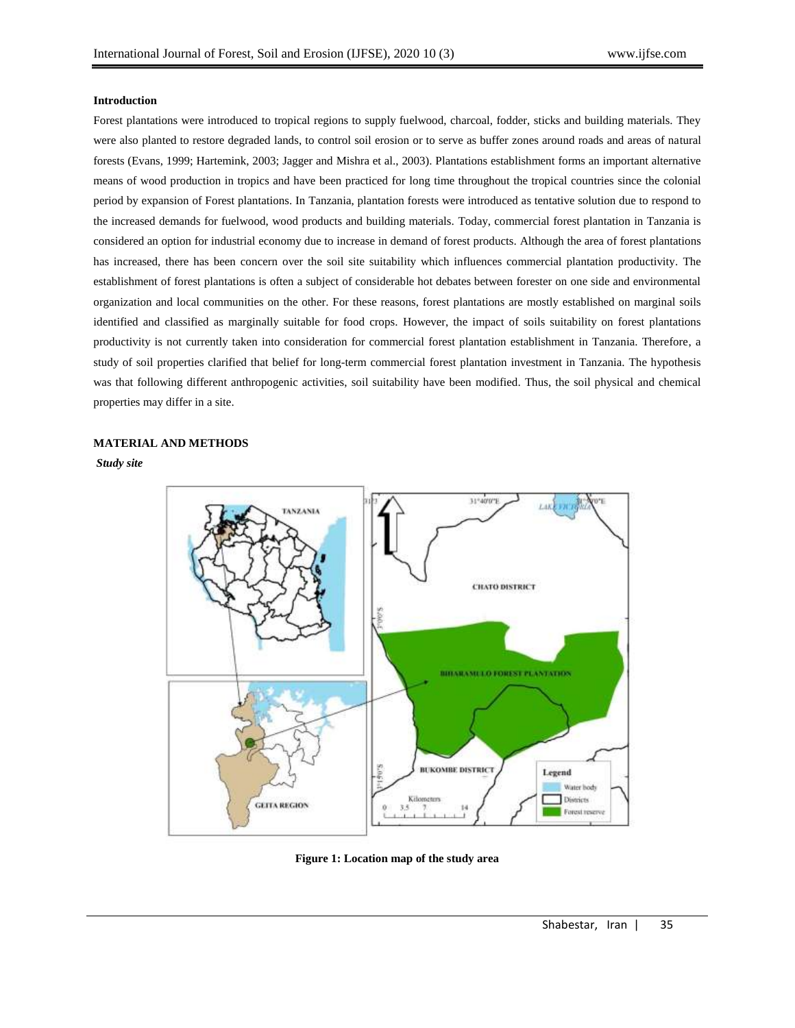## Introduction

Forest plantations were introduced to tropical regions to supply fuelwood, charcoal, fodder, sticks and building materials. They were also planted to restore degraded lands, to control soil erosion or to serve as buffer zones around roads and areas of natural forests (Evans, 1999; Hartemink, 2003; Jagger and Mishra et al., 2003). Plantations establishment forms an important alternative means of wood production in tropics and have been practiced for long time throughout the tropical countries since the colonial period by expansion of Forest plantations. In Tanzania, plantation forests were introduced as tentative solution due to respond to the increased demands for fuelwood, wood products and building materials. Today, commercial forest plantation in Tanzania is considered an option for industrial economy due to increase in demand of forest products. Although the area of forest plantations has increased, there has been concern over the soil site suitability which influences commercial plantation productivity. The establishment of forest plantations is often a subject of considerable hot debates between forester on one side and environmental organization and local communities on the other. For these reasons, forest plantations are mostly established on marginal soils identified and classified as marginally suitable for food crops. However, the impact of soils suitability on forest plantations productivity is not currently taken into consideration for commercial forest plantation establishment in Tanzania. Therefore, a study of soil properties clarified that belief for long-term commercial forest plantation investment in Tanzania. The hypothesis was that following different anthropogenic activities, soil suitability have been modified. Thus, the soil physical and chemical properties may differ in a site.

## MATERIAL AND METHODS

### *Study site*

**Figure 1: Location map of the study area**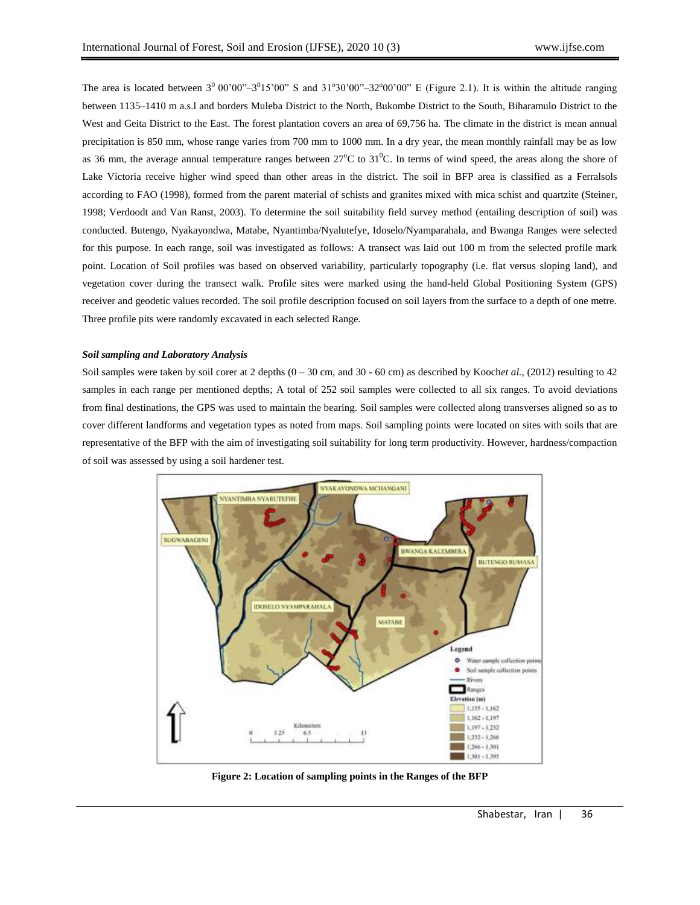The area is located between $3^0$ 00'00"–$3^0$15'00" S and 31°30'00"–32°00'00" E (Figure 2.1). It is within the altitude ranging between 1135–1410 m a.s.l and borders Muleba District to the North, Bukombe District to the South, Biharamulo District to the West and Geita District to the East. The forest plantation covers an area of 69,756 ha. The climate in the district is mean annual precipitation is 850 mm, whose range varies from 700 mm to 1000 mm. In a dry year, the mean monthly rainfall may be as low as 36 mm, the average annual temperature ranges between 27°C to 31°C. In terms of wind speed, the areas along the shore of Lake Victoria receive higher wind speed than other areas in the district. The soil in BFP area is classified as a Ferralsols according to FAO (1998), formed from the parent material of schists and granites mixed with mica schist and quartzite (Steiner, 1998; Verdoodt and Van Ranst, 2003). To determine the soil suitability field survey method (entailing description of soil) was conducted. Butengo, Nyakayondwa, Matabe, Nyantimba/Nyalutefye, Idoselo/Nyamparahala, and Bwanga Ranges were selected for this purpose. In each range, soil was investigated as follows: A transect was laid out 100 m from the selected profile mark point. Location of Soil profiles was based on observed variability, particularly topography (i.e. flat versus sloping land), and vegetation cover during the transect walk. Profile sites were marked using the hand-held Global Positioning System (GPS) receiver and geodetic values recorded. The soil profile description focused on soil layers from the surface to a depth of one metre. Three profile pits were randomly excavated in each selected Range.

### *Soil sampling and Laboratory Analysis*

Soil samples were taken by soil corer at 2 depths (0 – 30 cm, and 30 - 60 cm) as described by Kooch*et al.,* (2012) resulting to 42 samples in each range per mentioned depths; A total of 252 soil samples were collected to all six ranges. To avoid deviations from final destinations, the GPS was used to maintain the bearing. Soil samples were collected along transverses aligned so as to cover different landforms and vegetation types as noted from maps. Soil sampling points were located on sites with soils that are representative of the BFP with the aim of investigating soil suitability for long term productivity. However, hardness/compaction of soil was assessed by using a soil hardener test.

**Figure 2: Location of sampling points in the Ranges of the BFP**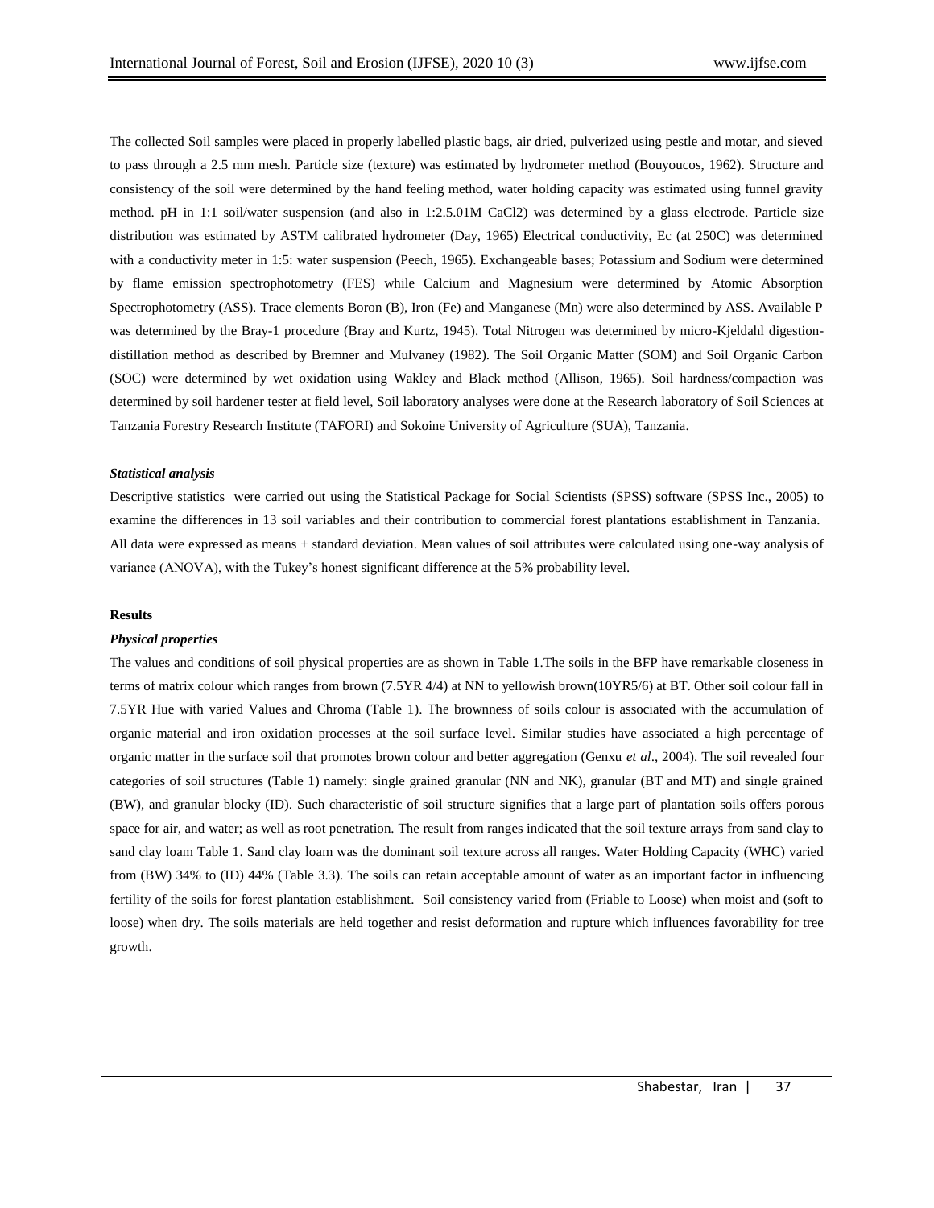The collected Soil samples were placed in properly labelled plastic bags, air dried, pulverized using pestle and motar, and sieved to pass through a 2.5 mm mesh. Particle size (texture) was estimated by hydrometer method (Bouyoucos, 1962). Structure and consistency of the soil were determined by the hand feeling method, water holding capacity was estimated using funnel gravity method. pH in 1:1 soil/water suspension (and also in 1:2.5.01M $CaCl_2$) was determined by a glass electrode. Particle size distribution was estimated by ASTM calibrated hydrometer (Day, 1965) Electrical conductivity, Ec (at 250C) was determined with a conductivity meter in 1:5: water suspension (Peech, 1965). Exchangeable bases; Potassium and Sodium were determined by flame emission spectrophotometry (FES) while Calcium and Magnesium were determined by Atomic Absorption Spectrophotometry (ASS). Trace elements Boron (B), Iron (Fe) and Manganese (Mn) were also determined by ASS. Available P was determined by the Bray-1 procedure (Bray and Kurtz, 1945). Total Nitrogen was determined by micro-Kjeldahl digestion-distillation method as described by Bremner and Mulvaney (1982). The Soil Organic Matter (SOM) and Soil Organic Carbon (SOC) were determined by wet oxidation using Wakley and Black method (Allison, 1965). Soil hardness/compaction was determined by soil hardener tester at field level, Soil laboratory analyses were done at the Research laboratory of Soil Sciences at Tanzania Forestry Research Institute (TAFORI) and Sokoine University of Agriculture (SUA), Tanzania.

### *Statistical analysis*

Descriptive statistics were carried out using the Statistical Package for Social Scientists (SPSS) software (SPSS Inc., 2005) to examine the differences in 13 soil variables and their contribution to commercial forest plantations establishment in Tanzania. All data were expressed as means ± standard deviation. Mean values of soil attributes were calculated using one-way analysis of variance (ANOVA), with the Tukey's honest significant difference at the 5% probability level.

## Results

### *Physical properties*

The values and conditions of soil physical properties are as shown in Table 1.The soils in the BFP have remarkable closeness in terms of matrix colour which ranges from brown (7.5YR 4/4) at NN to yellowish brown(10YR5/6) at BT. Other soil colour fall in 7.5YR Hue with varied Values and Chroma (Table 1). The brownness of soils colour is associated with the accumulation of organic material and iron oxidation processes at the soil surface level. Similar studies have associated a high percentage of organic matter in the surface soil that promotes brown colour and better aggregation (Genxu *et al*., 2004). The soil revealed four categories of soil structures (Table 1) namely: single grained granular (NN and NK), granular (BT and MT) and single grained (BW), and granular blocky (ID). Such characteristic of soil structure signifies that a large part of plantation soils offers porous space for air, and water; as well as root penetration. The result from ranges indicated that the soil texture arrays from sand clay to sand clay loam Table 1. Sand clay loam was the dominant soil texture across all ranges. Water Holding Capacity (WHC) varied from (BW) 34% to (ID) 44% (Table 3.3). The soils can retain acceptable amount of water as an important factor in influencing fertility of the soils for forest plantation establishment. Soil consistency varied from (Friable to Loose) when moist and (soft to loose) when dry. The soils materials are held together and resist deformation and rupture which influences favorability for tree growth.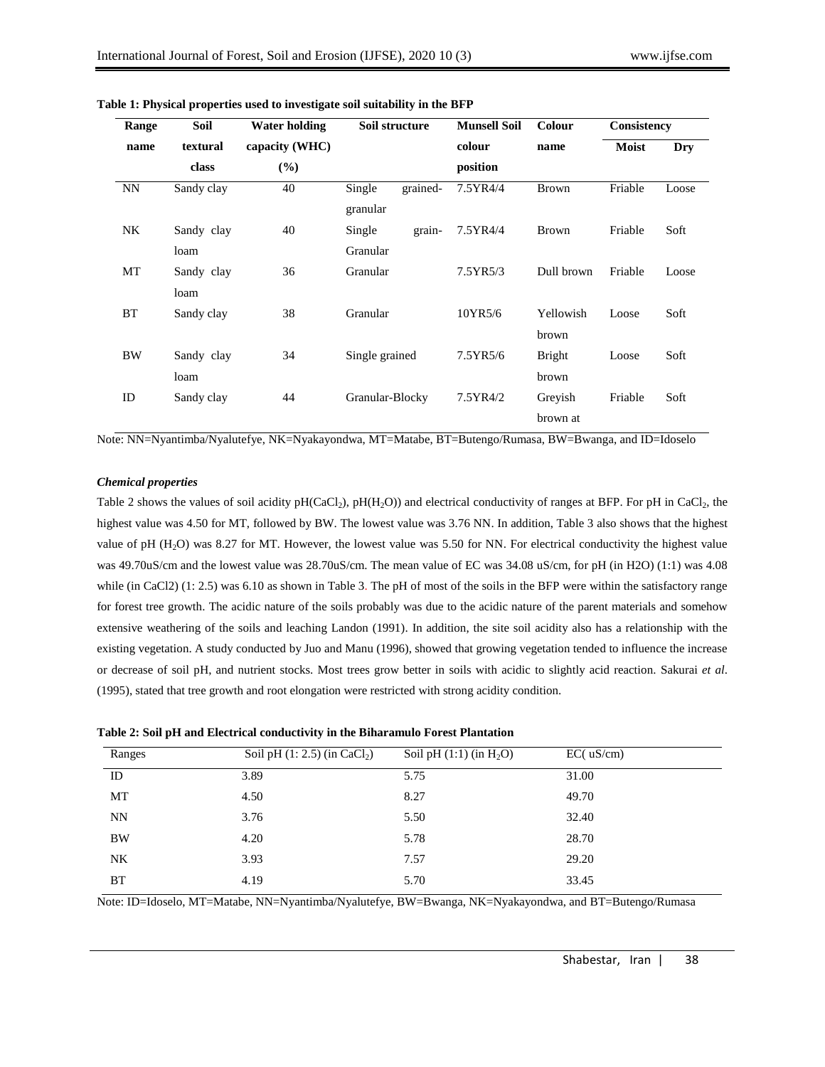**Table 1: Physical properties used to investigate soil suitability in the BFP**

| Range name | Soil textural class | Water holding capacity (WHC) (%) | Soil structure | Munsell Soil colour position | Colour name | Consistency | |
|---|---|---|---|---|---|---|---|
| | | | | | | Moist | Dry |
| NN | Sandy clay | 40 | Single grained-granular | 7.5YR4/4 | Brown | Friable | Loose |
| NK | Sandy clay loam | 40 | Single grain-Granular | 7.5YR4/4 | Brown | Friable | Soft |
| MT | Sandy clay loam | 36 | Granular | 7.5YR5/3 | Dull brown | Friable | Loose |
| BT | Sandy clay | 38 | Granular | 10YR5/6 | Yellowish brown | Loose | Soft |
| BW | Sandy clay loam | 34 | Single grained | 7.5YR5/6 | Bright brown | Loose | Soft |
| ID | Sandy clay | 44 | Granular-Blocky | 7.5YR4/2 | Greyish brown at | Friable | Soft |

Note: NN=Nyantimba/Nyalutefye, NK=Nyakayondwa, MT=Matabe, BT=Butengo/Rumasa, BW=Bwanga, and ID=Idoselo

***Chemical properties***

Table 2 shows the values of soil acidity pH($CaCl_2$), pH($H_2O$)) and electrical conductivity of ranges at BFP. For pH in $CaCl_2$, the highest value was 4.50 for MT, followed by BW. The lowest value was 3.76 NN. In addition, Table 3 also shows that the highest value of pH ($H_2O$) was 8.27 for MT. However, the lowest value was 5.50 for NN. For electrical conductivity the highest value was 49.70uS/cm and the lowest value was 28.70uS/cm. The mean value of EC was 34.08 uS/cm, for pH (in H2O) (1:1) was 4.08 while (in CaCl2) (1: 2.5) was 6.10 as shown in Table 3. The pH of most of the soils in the BFP were within the satisfactory range for forest tree growth. The acidic nature of the soils probably was due to the acidic nature of the parent materials and somehow extensive weathering of the soils and leaching Landon (1991). In addition, the site soil acidity also has a relationship with the existing vegetation. A study conducted by Juo and Manu (1996), showed that growing vegetation tended to influence the increase or decrease of soil pH, and nutrient stocks. Most trees grow better in soils with acidic to slightly acid reaction. Sakurai *et al*. (1995), stated that tree growth and root elongation were restricted with strong acidity condition.

**Table 2: Soil pH and Electrical conductivity in the Biharamulo Forest Plantation**

| Ranges | Soil pH (1: 2.5) (in $CaCl_2$) | Soil pH (1:1) (in $H_2O$) | EC( uS/cm) |
|---|---|---|---|
| ID | 3.89 | 5.75 | 31.00 |
| MT | 4.50 | 8.27 | 49.70 |
| NN | 3.76 | 5.50 | 32.40 |
| BW | 4.20 | 5.78 | 28.70 |
| NK | 3.93 | 7.57 | 29.20 |
| BT | 4.19 | 5.70 | 33.45 |

Note: ID=Idoselo, MT=Matabe, NN=Nyantimba/Nyalutefye, BW=Bwanga, NK=Nyakayondwa, and BT=Butengo/Rumasa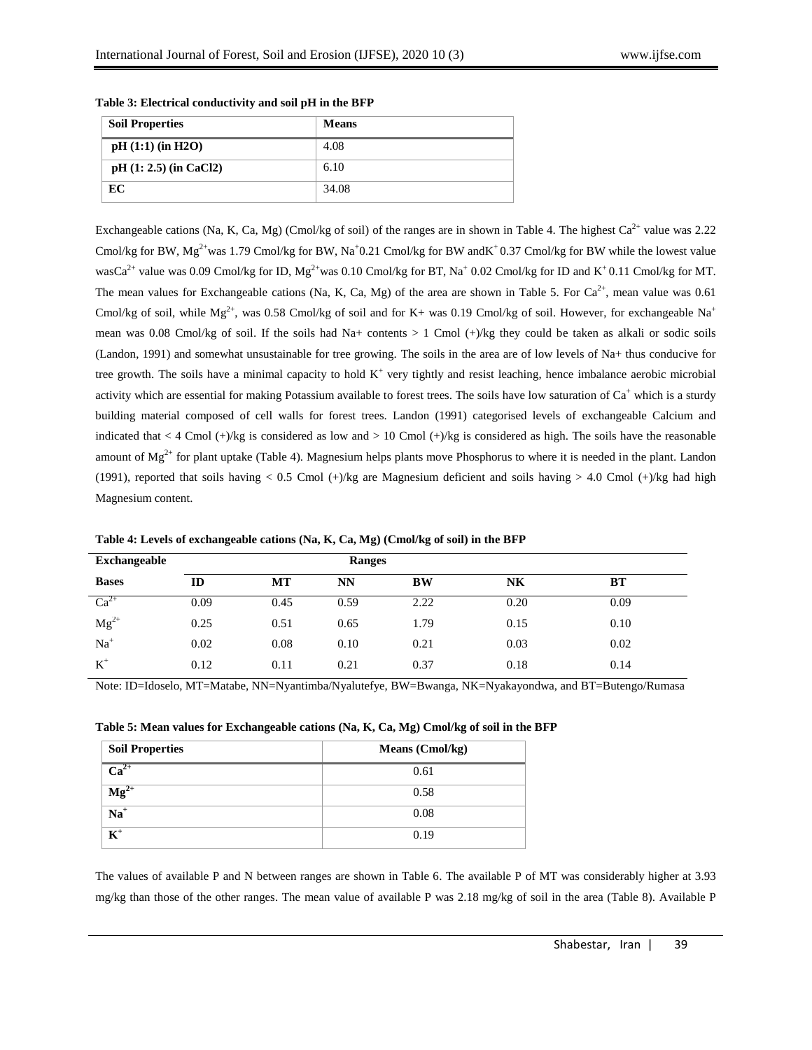**Table 3: Electrical conductivity and soil pH in the BFP**

| Soil Properties | Means |
|---|---|
| pH (1:1) (in H2O) | 4.08 |
| pH (1: 2.5) (in CaCl2) | 6.10 |
| EC | 34.08 |

Exchangeable cations (Na, K, Ca, Mg) (Cmol/kg of soil) of the ranges are in shown in Table 4. The highest $Ca^{2+}$ value was 2.22 Cmol/kg for BW, $Mg^{2+}$was 1.79 Cmol/kg for BW, $Na^{+}$0.21 Cmol/kg for BW and$K^{+}$ 0.37 Cmol/kg for BW while the lowest value was$Ca^{2+}$ value was 0.09 Cmol/kg for ID, $Mg^{2+}$was 0.10 Cmol/kg for BT, $Na^{+}$ 0.02 Cmol/kg for ID and $K^{+}$ 0.11 Cmol/kg for MT. The mean values for Exchangeable cations (Na, K, Ca, Mg) of the area are shown in Table 5. For $Ca^{2+}$, mean value was 0.61 Cmol/kg of soil, while $Mg^{2+}$, was 0.58 Cmol/kg of soil and for K+ was 0.19 Cmol/kg of soil. However, for exchangeable $Na^{+}$ mean was 0.08 Cmol/kg of soil. If the soils had Na+ contents > 1 Cmol (+)/kg they could be taken as alkali or sodic soils (Landon, 1991) and somewhat unsustainable for tree growing. The soils in the area are of low levels of Na+ thus conducive for tree growth. The soils have a minimal capacity to hold $K^{+}$ very tightly and resist leaching, hence imbalance aerobic microbial activity which are essential for making Potassium available to forest trees. The soils have low saturation of $Ca^{+}$ which is a sturdy building material composed of cell walls for forest trees. Landon (1991) categorised levels of exchangeable Calcium and indicated that < 4 Cmol (+)/kg is considered as low and > 10 Cmol (+)/kg is considered as high. The soils have the reasonable amount of $Mg^{2+}$ for plant uptake (Table 4). Magnesium helps plants move Phosphorus to where it is needed in the plant. Landon (1991), reported that soils having < 0.5 Cmol (+)/kg are Magnesium deficient and soils having > 4.0 Cmol (+)/kg had high Magnesium content.

**Table 4: Levels of exchangeable cations (Na, K, Ca, Mg) (Cmol/kg of soil) in the BFP**

| Exchangeable | Ranges | | | | | |
|---|---|---|---|---|---|---|
| Bases | ID | MT | NN | BW | NK | BT |
| $Ca^{2+}$ | 0.09 | 0.45 | 0.59 | 2.22 | 0.20 | 0.09 |
| $Mg^{2+}$ | 0.25 | 0.51 | 0.65 | 1.79 | 0.15 | 0.10 |
| $Na^{+}$ | 0.02 | 0.08 | 0.10 | 0.21 | 0.03 | 0.02 |
| $K^{+}$ | 0.12 | 0.11 | 0.21 | 0.37 | 0.18 | 0.14 |

Note: ID=Idoselo, MT=Matabe, NN=Nyantimba/Nyalutefye, BW=Bwanga, NK=Nyakayondwa, and BT=Butengo/Rumasa

**Table 5: Mean values for Exchangeable cations (Na, K, Ca, Mg) Cmol/kg of soil in the BFP**

| Soil Properties | Means (Cmol/kg) |
|---|---|
| $Ca^{2+}$ | 0.61 |
| $Mg^{2+}$ | 0.58 |
| $Na^{+}$ | 0.08 |
| $K^{+}$ | 0.19 |

The values of available P and N between ranges are shown in Table 6. The available P of MT was considerably higher at 3.93 mg/kg than those of the other ranges. The mean value of available P was 2.18 mg/kg of soil in the area (Table 8). Available P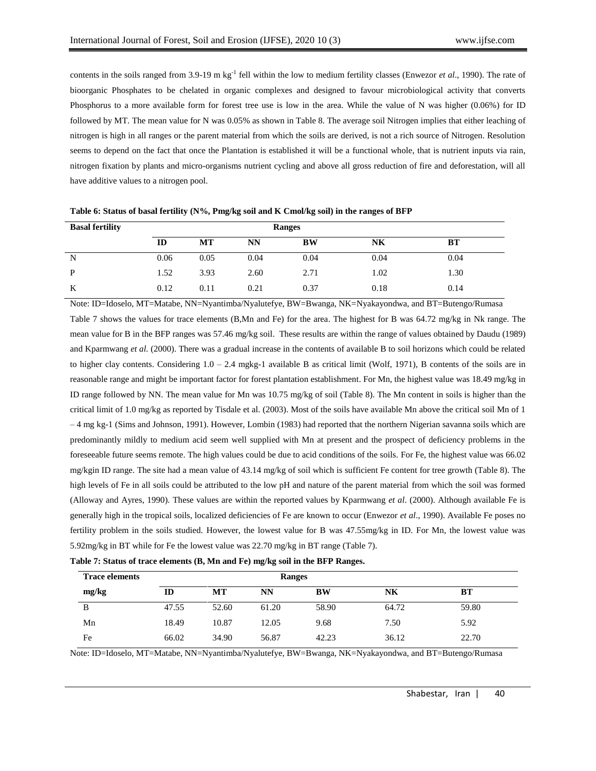contents in the soils ranged from 3.9-19 m $kg^{-1}$ fell within the low to medium fertility classes (Enwezor *et al*., 1990). The rate of bioorganic Phosphates to be chelated in organic complexes and designed to favour microbiological activity that converts Phosphorus to a more available form for forest tree use is low in the area. While the value of N was higher (0.06%) for ID followed by MT. The mean value for N was 0.05% as shown in Table 8. The average soil Nitrogen implies that either leaching of nitrogen is high in all ranges or the parent material from which the soils are derived, is not a rich source of Nitrogen. Resolution seems to depend on the fact that once the Plantation is established it will be a functional whole, that is nutrient inputs via rain, nitrogen fixation by plants and micro-organisms nutrient cycling and above all gross reduction of fire and deforestation, will all have additive values to a nitrogen pool.

**Table 6: Status of basal fertility (N%, Pmg/kg soil and K Cmol/kg soil) in the ranges of BFP**

| Basal fertility | Ranges | | | | | |
|---|---|---|---|---|---|---|
| | ID | MT | NN | BW | NK | BT |
| N | 0.06 | 0.05 | 0.04 | 0.04 | 0.04 | 0.04 |
| P | 1.52 | 3.93 | 2.60 | 2.71 | 1.02 | 1.30 |
| K | 0.12 | 0.11 | 0.21 | 0.37 | 0.18 | 0.14 |

Note: ID=Idoselo, MT=Matabe, NN=Nyantimba/Nyalutefye, BW=Bwanga, NK=Nyakayondwa, and BT=Butengo/Rumasa

Table 7 shows the values for trace elements (B,Mn and Fe) for the area. The highest for B was 64.72 mg/kg in Nk range. The mean value for B in the BFP ranges was 57.46 mg/kg soil. These results are within the range of values obtained by Daudu (1989) and Kparmwang *et al.* (2000). There was a gradual increase in the contents of available B to soil horizons which could be related to higher clay contents. Considering 1.0 – 2.4 mgkg-1 available B as critical limit (Wolf, 1971), B contents of the soils are in reasonable range and might be important factor for forest plantation establishment. For Mn, the highest value was 18.49 mg/kg in ID range followed by NN. The mean value for Mn was 10.75 mg/kg of soil (Table 8). The Mn content in soils is higher than the critical limit of 1.0 mg/kg as reported by Tisdale et al. (2003). Most of the soils have available Mn above the critical soil Mn of 1 – 4 mg kg-1 (Sims and Johnson, 1991). However, Lombin (1983) had reported that the northern Nigerian savanna soils which are predominantly mildly to medium acid seem well supplied with Mn at present and the prospect of deficiency problems in the foreseeable future seems remote. The high values could be due to acid conditions of the soils. For Fe, the highest value was 66.02 mg/kgin ID range. The site had a mean value of 43.14 mg/kg of soil which is sufficient Fe content for tree growth (Table 8). The high levels of Fe in all soils could be attributed to the low pH and nature of the parent material from which the soil was formed (Alloway and Ayres, 1990). These values are within the reported values by Kparmwang *et al*. (2000). Although available Fe is generally high in the tropical soils, localized deficiencies of Fe are known to occur (Enwezor *et al*., 1990). Available Fe poses no fertility problem in the soils studied. However, the lowest value for B was 47.55mg/kg in ID. For Mn, the lowest value was 5.92mg/kg in BT while for Fe the lowest value was 22.70 mg/kg in BT range (Table 7).

**Table 7: Status of trace elements (B, Mn and Fe) mg/kg soil in the BFP Ranges.**

| Trace elements | Ranges | | | | | |
|---|---|---|---|---|---|---|
| mg/kg | ID | MT | NN | BW | NK | BT |
| B | 47.55 | 52.60 | 61.20 | 58.90 | 64.72 | 59.80 |
| Mn | 18.49 | 10.87 | 12.05 | 9.68 | 7.50 | 5.92 |
| Fe | 66.02 | 34.90 | 56.87 | 42.23 | 36.12 | 22.70 |

Note: ID=Idoselo, MT=Matabe, NN=Nyantimba/Nyalutefye, BW=Bwanga, NK=Nyakayondwa, and BT=Butengo/Rumasa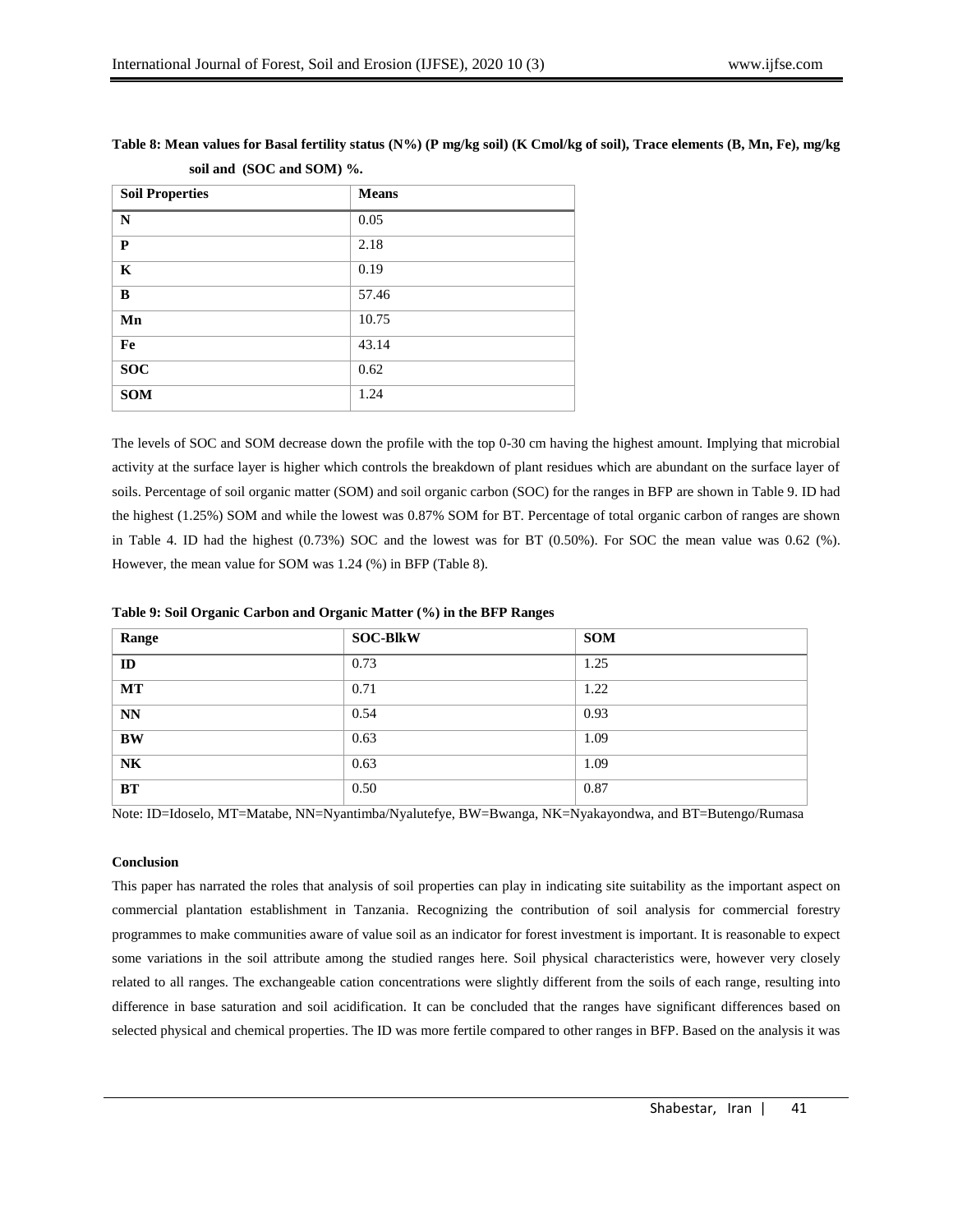**Table 8: Mean values for Basal fertility status (N%) (P mg/kg soil) (K Cmol/kg of soil), Trace elements (B, Mn, Fe), mg/kg soil and (SOC and SOM) %.**

| Soil Properties | Means |
|---|---|
| **N** | 0.05 |
| **P** | 2.18 |
| **K** | 0.19 |
| **B** | 57.46 |
| **Mn** | 10.75 |
| **Fe** | 43.14 |
| **SOC** | 0.62 |
| **SOM** | 1.24 |

The levels of SOC and SOM decrease down the profile with the top 0-30 cm having the highest amount. Implying that microbial activity at the surface layer is higher which controls the breakdown of plant residues which are abundant on the surface layer of soils. Percentage of soil organic matter (SOM) and soil organic carbon (SOC) for the ranges in BFP are shown in Table 9. ID had the highest (1.25%) SOM and while the lowest was 0.87% SOM for BT. Percentage of total organic carbon of ranges are shown in Table 4. ID had the highest (0.73%) SOC and the lowest was for BT (0.50%). For SOC the mean value was 0.62 (%). However, the mean value for SOM was 1.24 (%) in BFP (Table 8).

**Table 9: Soil Organic Carbon and Organic Matter (%) in the BFP Ranges**

| Range | SOC-BlkW | SOM |
|---|---|---|
| **ID** | 0.73 | 1.25 |
| **MT** | 0.71 | 1.22 |
| **NN** | 0.54 | 0.93 |
| **BW** | 0.63 | 1.09 |
| **NK** | 0.63 | 1.09 |
| **BT** | 0.50 | 0.87 |

Note: ID=Idoselo, MT=Matabe, NN=Nyantimba/Nyalutefye, BW=Bwanga, NK=Nyakayondwa, and BT=Butengo/Rumasa

**Conclusion**

This paper has narrated the roles that analysis of soil properties can play in indicating site suitability as the important aspect on commercial plantation establishment in Tanzania. Recognizing the contribution of soil analysis for commercial forestry programmes to make communities aware of value soil as an indicator for forest investment is important. It is reasonable to expect some variations in the soil attribute among the studied ranges here. Soil physical characteristics were, however very closely related to all ranges. The exchangeable cation concentrations were slightly different from the soils of each range, resulting into difference in base saturation and soil acidification. It can be concluded that the ranges have significant differences based on selected physical and chemical properties. The ID was more fertile compared to other ranges in BFP. Based on the analysis it was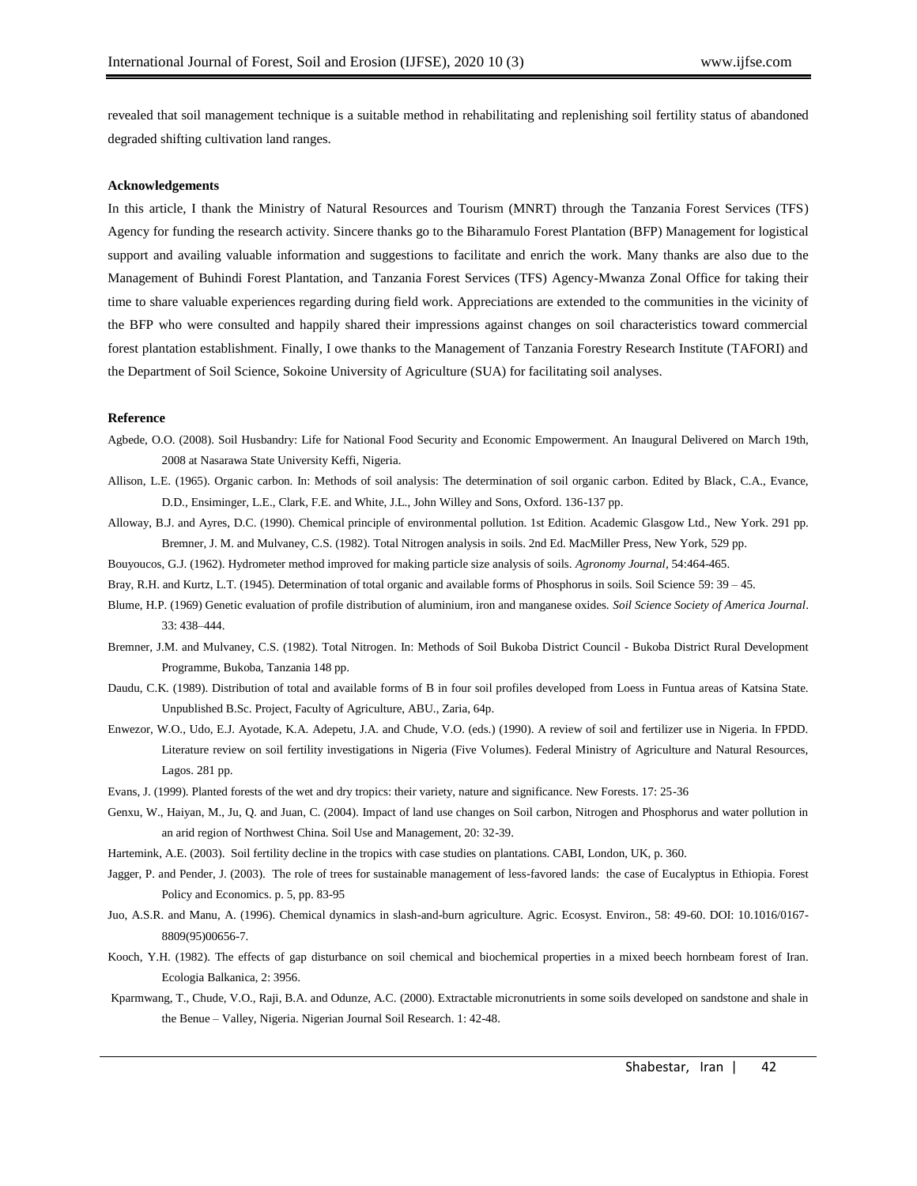revealed that soil management technique is a suitable method in rehabilitating and replenishing soil fertility status of abandoned degraded shifting cultivation land ranges.

**Acknowledgements**

In this article, I thank the Ministry of Natural Resources and Tourism (MNRT) through the Tanzania Forest Services (TFS) Agency for funding the research activity. Sincere thanks go to the Biharamulo Forest Plantation (BFP) Management for logistical support and availing valuable information and suggestions to facilitate and enrich the work. Many thanks are also due to the Management of Buhindi Forest Plantation, and Tanzania Forest Services (TFS) Agency-Mwanza Zonal Office for taking their time to share valuable experiences regarding during field work. Appreciations are extended to the communities in the vicinity of the BFP who were consulted and happily shared their impressions against changes on soil characteristics toward commercial forest plantation establishment. Finally, I owe thanks to the Management of Tanzania Forestry Research Institute (TAFORI) and the Department of Soil Science, Sokoine University of Agriculture (SUA) for facilitating soil analyses.

**Reference**

Agbede, O.O. (2008). Soil Husbandry: Life for National Food Security and Economic Empowerment. An Inaugural Delivered on March 19th, 2008 at Nasarawa State University Keffi, Nigeria.

Allison, L.E. (1965). Organic carbon. In: Methods of soil analysis: The determination of soil organic carbon. Edited by Black, C.A., Evance, D.D., Ensiminger, L.E., Clark, F.E. and White, J.L., John Willey and Sons, Oxford. 136-137 pp.

Alloway, B.J. and Ayres, D.C. (1990). Chemical principle of environmental pollution. 1st Edition. Academic Glasgow Ltd., New York. 291 pp. Bremner, J. M. and Mulvaney, C.S. (1982). Total Nitrogen analysis in soils. 2nd Ed. MacMiller Press, New York, 529 pp.

Bouyoucos, G.J. (1962). Hydrometer method improved for making particle size analysis of soils. *Agronomy Journal*, 54:464-465.

Bray, R.H. and Kurtz, L.T. (1945). Determination of total organic and available forms of Phosphorus in soils. Soil Science 59: 39 – 45.

Blume, H.P. (1969) Genetic evaluation of profile distribution of aluminium, iron and manganese oxides. *Soil Science Society of America Journal*. 33: 438–444.

Bremner, J.M. and Mulvaney, C.S. (1982). Total Nitrogen. In: Methods of Soil Bukoba District Council - Bukoba District Rural Development Programme, Bukoba, Tanzania 148 pp.

Daudu, C.K. (1989). Distribution of total and available forms of B in four soil profiles developed from Loess in Funtua areas of Katsina State. Unpublished B.Sc. Project, Faculty of Agriculture, ABU., Zaria, 64p.

Enwezor, W.O., Udo, E.J. Ayotade, K.A. Adepetu, J.A. and Chude, V.O. (eds.) (1990). A review of soil and fertilizer use in Nigeria. In FPDD. Literature review on soil fertility investigations in Nigeria (Five Volumes). Federal Ministry of Agriculture and Natural Resources, Lagos. 281 pp.

Evans, J. (1999). Planted forests of the wet and dry tropics: their variety, nature and significance. New Forests. 17: 25-36

Genxu, W., Haiyan, M., Ju, Q. and Juan, C. (2004). Impact of land use changes on Soil carbon, Nitrogen and Phosphorus and water pollution in an arid region of Northwest China. Soil Use and Management, 20: 32-39.

Hartemink, A.E. (2003). Soil fertility decline in the tropics with case studies on plantations. CABI, London, UK, p. 360.

Jagger, P. and Pender, J. (2003). The role of trees for sustainable management of less-favored lands: the case of Eucalyptus in Ethiopia. Forest Policy and Economics. p. 5, pp. 83-95

Juo, A.S.R. and Manu, A. (1996). Chemical dynamics in slash-and-burn agriculture. Agric. Ecosyst. Environ., 58: 49-60. DOI: 10.1016/0167-8809(95)00656-7.

Kooch, Y.H. (1982). The effects of gap disturbance on soil chemical and biochemical properties in a mixed beech hornbeam forest of Iran. Ecologia Balkanica, 2: 3956.

Kparmwang, T., Chude, V.O., Raji, B.A. and Odunze, A.C. (2000). Extractable micronutrients in some soils developed on sandstone and shale in the Benue – Valley, Nigeria. Nigerian Journal Soil Research. 1: 42-48.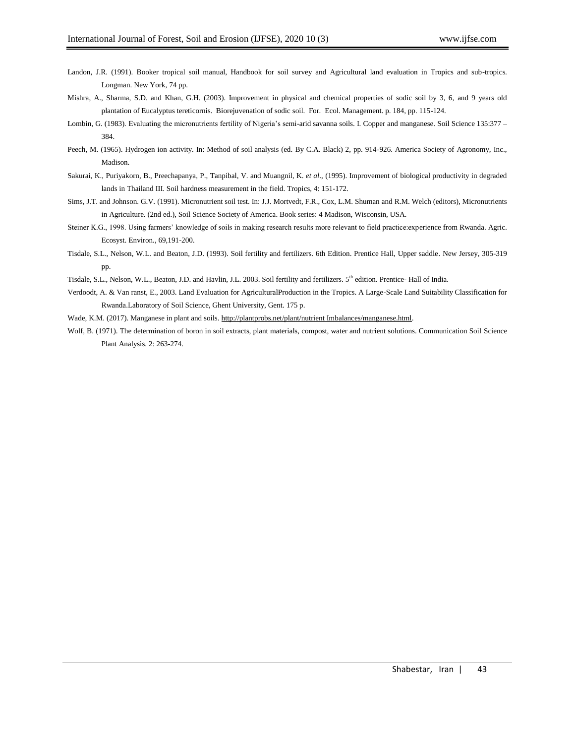Landon, J.R. (1991). Booker tropical soil manual, Handbook for soil survey and Agricultural land evaluation in Tropics and sub-tropics. Longman. New York, 74 pp.

Mishra, A., Sharma, S.D. and Khan, G.H. (2003). Improvement in physical and chemical properties of sodic soil by 3, 6, and 9 years old plantation of Eucalyptus tereticornis. Biorejuvenation of sodic soil. For. Ecol. Management. p. 184, pp. 115-124.

Lombin, G. (1983). Evaluating the micronutrients fertility of Nigeria's semi-arid savanna soils. I. Copper and manganese. Soil Science 135:377 – 384.

Peech, M. (1965). Hydrogen ion activity. In: Method of soil analysis (ed. By C.A. Black) 2, pp. 914-926. America Society of Agronomy, Inc., Madison.

Sakurai, K., Puriyakorn, B., Preechapanya, P., Tanpibal, V. and Muangnil, K. *et al*., (1995). Improvement of biological productivity in degraded lands in Thailand III. Soil hardness measurement in the field. Tropics, 4: 151-172.

Sims, J.T. and Johnson. G.V. (1991). Micronutrient soil test. In: J.J. Mortvedt, F.R., Cox, L.M. Shuman and R.M. Welch (editors), Micronutrients in Agriculture. (2nd ed.), Soil Science Society of America. Book series: 4 Madison, Wisconsin, USA.

Steiner K.G., 1998. Using farmers' knowledge of soils in making research results more relevant to field practice:experience from Rwanda. Agric. Ecosyst. Environ., 69,191-200.

Tisdale, S.L., Nelson, W.L. and Beaton, J.D. (1993). Soil fertility and fertilizers. 6th Edition. Prentice Hall, Upper saddle. New Jersey, 305-319 pp.

Tisdale, S.L., Nelson, W.L., Beaton, J.D. and Havlin, J.L. 2003. Soil fertility and fertilizers. 5th edition. Prentice- Hall of India.

Verdoodt, A. & Van ranst, E., 2003. Land Evaluation for AgriculturalProduction in the Tropics. A Large-Scale Land Suitability Classification for Rwanda.Laboratory of Soil Science, Ghent University, Gent. 175 p.

Wade, K.M. (2017). Manganese in plant and soils. http://plantprobs.net/plant/nutrient Imbalances/manganese.html.

Wolf, B. (1971). The determination of boron in soil extracts, plant materials, compost, water and nutrient solutions. Communication Soil Science Plant Analysis. 2: 263-274.